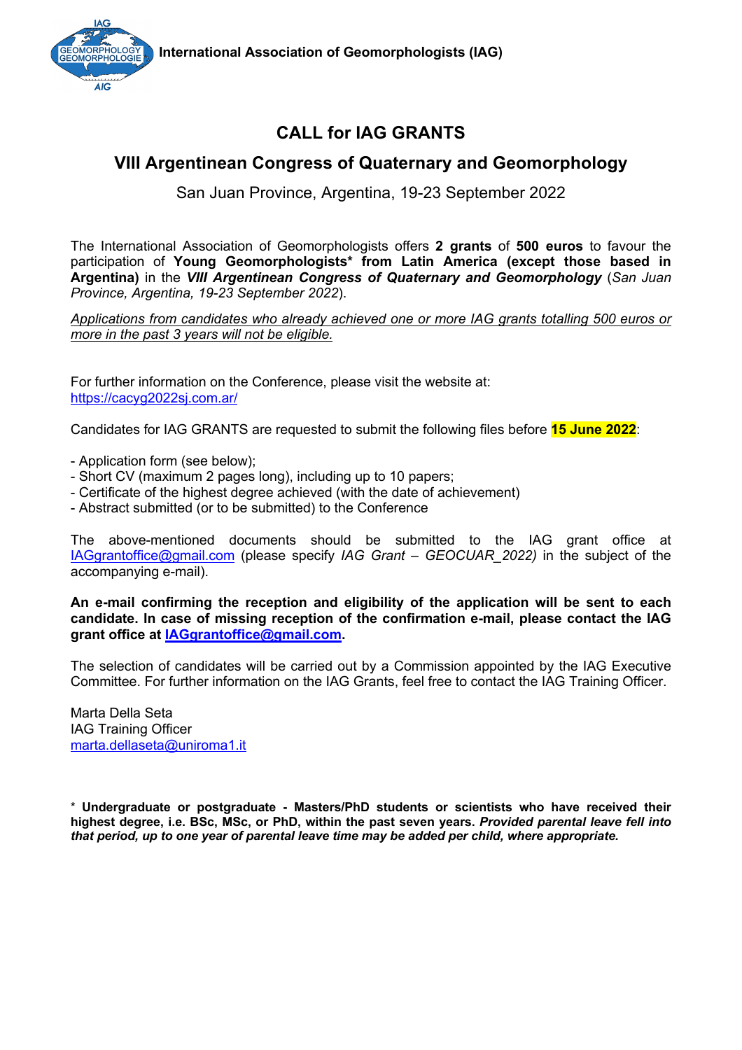International Association of Geomorphologists (IAG)

# CALL for IAG GRANTS

## VIII Argentinean Congress of Quaternary and Geomorphology

San Juan Province, Argentina, 19-23 September 2022

The International Association of Geomorphologists offers **2 grants** of **500 euros** to favour the participation of **Young Geomorphologists* from Latin America (except those based in Argentina)** in the ***VIII Argentinean Congress of Quaternary and Geomorphology*** (*San Juan Province, Argentina, 19-23 September 2022*).

*Applications from candidates who already achieved one or more IAG grants totalling 500 euros or more in the past 3 years will not be eligible.*

For further information on the Conference, please visit the website at: https://cacyg2022sj.com.ar/

Candidates for IAG GRANTS are requested to submit the following files before **15 June 2022**:

- Application form (see below);
- Short CV (maximum 2 pages long), including up to 10 papers;
- Certificate of the highest degree achieved (with the date of achievement)
- Abstract submitted (or to be submitted) to the Conference

The above-mentioned documents should be submitted to the IAG grant office at IAGgrantoffice@gmail.com (please specify *IAG Grant – GEOCUAR_2022)* in the subject of the accompanying e-mail).

**An e-mail confirming the reception and eligibility of the application will be sent to each candidate. In case of missing reception of the confirmation e-mail, please contact the IAG grant office at IAGgrantoffice@gmail.com.**

The selection of candidates will be carried out by a Commission appointed by the IAG Executive Committee. For further information on the IAG Grants, feel free to contact the IAG Training Officer.

Marta Della Seta
IAG Training Officer
marta.dellaseta@uniroma1.it

\* **Undergraduate or postgraduate - Masters/PhD students or scientists who have received their highest degree, i.e. BSc, MSc, or PhD, within the past seven years.** ***Provided parental leave fell into that period, up to one year of parental leave time may be added per child, where appropriate.***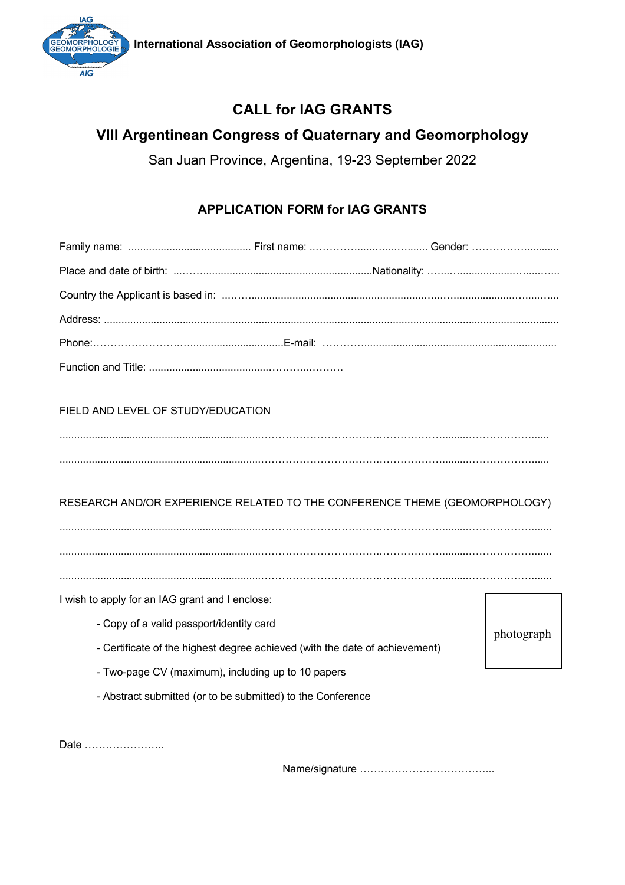International Association of Geomorphologists (IAG)

# CALL for IAG GRANTS

## VIII Argentinean Congress of Quaternary and Geomorphology

San Juan Province, Argentina, 19-23 September 2022

### APPLICATION FORM for IAG GRANTS

Family name: .......................................... First name: ............................. Gender: ...........................

Place and date of birth: ............................................................................Nationality: .........................................

Country the Applicant is based in: ..........................................................................................................

Address: ..............................................................................................................................................

Phone:...................................................................E-mail: .....................................................................................

Function and Title: ...........................................................

FIELD AND LEVEL OF STUDY/EDUCATION

..........................................................................................................................................................

..........................................................................................................................................................

RESEARCH AND/OR EXPERIENCE RELATED TO THE CONFERENCE THEME (GEOMORPHOLOGY)

..........................................................................................................................................................

..........................................................................................................................................................

..........................................................................................................................................................

I wish to apply for an IAG grant and I enclose:

- Copy of a valid passport/identity card
- Certificate of the highest degree achieved (with the date of achievement)
- Two-page CV (maximum), including up to 10 papers
- Abstract submitted (or to be submitted) to the Conference

photograph

Date ........................

Name/signature ........................................